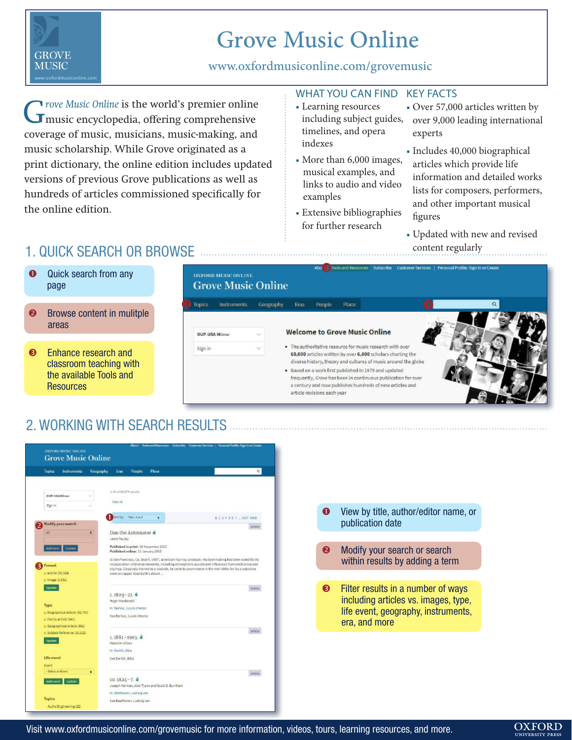# Grove Music Online

www.oxfordmusiconline.com/grovemusic

*Grove Music Online* is the world's premier online music encyclopedia, offering comprehensive coverage of music, musicians, music-making, and music scholarship. While Grove originated as a print dictionary, the online edition includes updated versions of previous Grove publications as well as hundreds of articles commissioned specifically for the online edition.

## WHAT YOU CAN FIND

- Learning resources including subject guides, timelines, and opera indexes
- More than 6,000 images, musical examples, and links to audio and video examples
- Extensive bibliographies for further research

## KEY FACTS

- Over 57,000 articles written by over 9,000 leading international experts
- Includes 40,000 biographical articles which provide life information and detailed works lists for composers, performers, and other important musical figures
- Updated with new and revised content regularly

## 1. QUICK SEARCH OR BROWSE

1. Quick search from any page
2. Browse content in mulitple areas
3. Enhance research and classroom teaching with the available Tools and Resources

## 2. WORKING WITH SEARCH RESULTS

1. View by title, author/editor name, or publication date
2. Modify your search or search within results by adding a term
3. Filter results in a number of ways including articles vs. images, type, life event, geography, instruments, era, and more

Visit www.oxfordmusiconline.com/grovemusic for more information, videos, tours, learning resources, and more.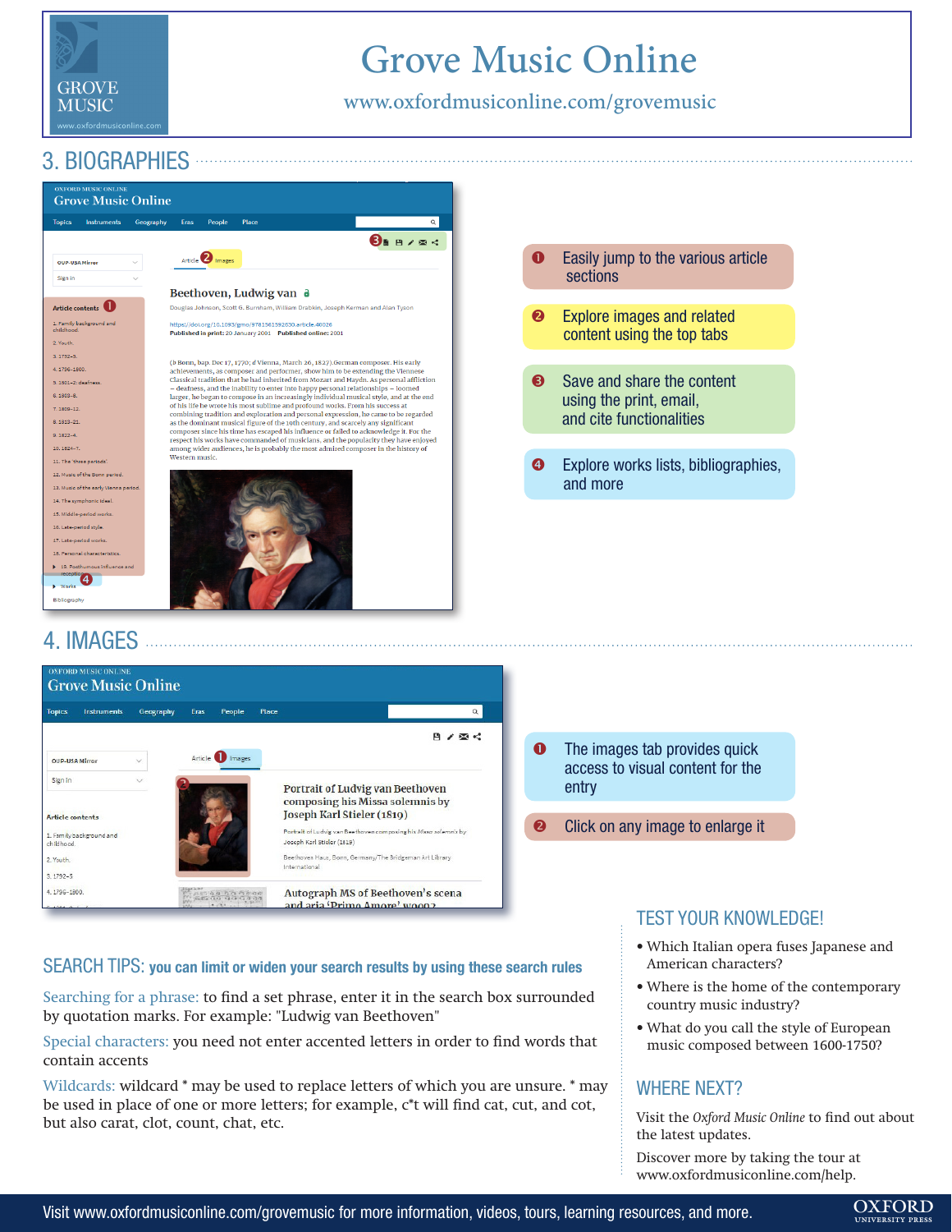# Grove Music Online

www.oxfordmusiconline.com/grovemusic

## 3. BIOGRAPHIES

❶ Easily jump to the various article sections

❷ Explore images and related content using the top tabs

❸ Save and share the content using the print, email, and cite functionalities

❹ Explore works lists, bibliographies, and more

## 4. IMAGES

❶ The images tab provides quick access to visual content for the entry

❷ Click on any image to enlarge it

## SEARCH TIPS: you can limit or widen your search results by using these search rules

Searching for a phrase: to find a set phrase, enter it in the search box surrounded by quotation marks. For example: "Ludwig van Beethoven"

Special characters: you need not enter accented letters in order to find words that contain accents

Wildcards: wildcard * may be used to replace letters of which you are unsure. * may be used in place of one or more letters; for example, c*t will find cat, cut, and cot, but also carat, clot, count, chat, etc.

## TEST YOUR KNOWLEDGE!

- Which Italian opera fuses Japanese and American characters?
- Where is the home of the contemporary country music industry?
- What do you call the style of European music composed between 1600-1750?

## WHERE NEXT?

Visit the *Oxford Music Online* to find out about the latest updates.

Discover more by taking the tour at www.oxfordmusiconline.com/help.

Visit www.oxfordmusiconline.com/grovemusic for more information, videos, tours, learning resources, and more.